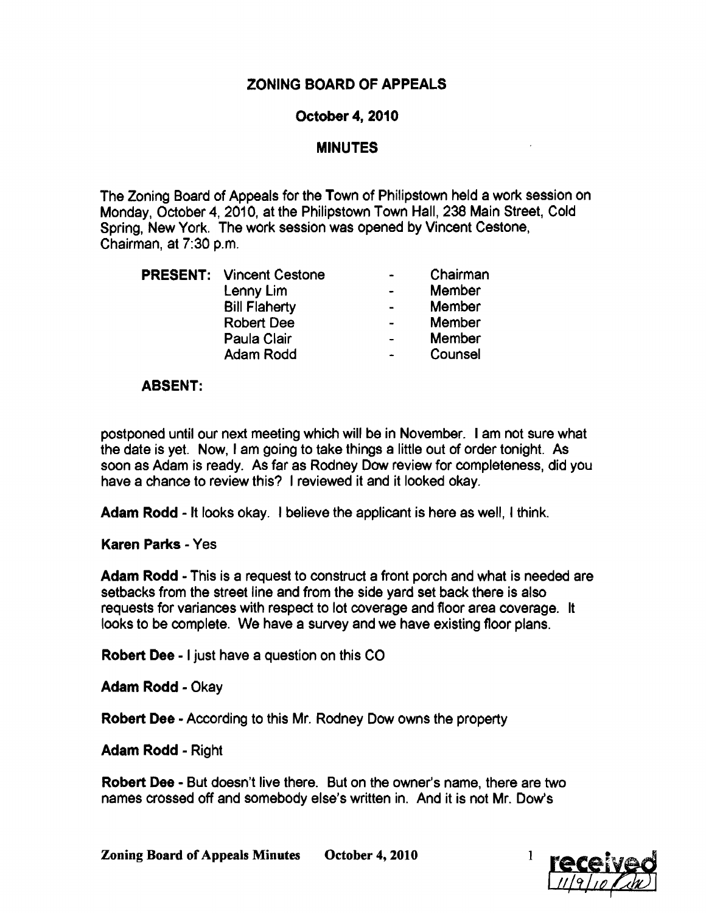# ZONING BOARD OF APPEALS

## October 4, 2010

## MINUTES

The Zoning Board of Appeals for the Town of Philipstown held a work session on Monday, October 4, 2010, at the Philipstown Town Hall, 238 Main Street, Cold Spring, New York. The work session was opened by Vincent Cestone, Chairman, at 7:30 p.m.

| | | | |
|---|---|---|---|
| **PRESENT:** | Vincent Cestone | - | Chairman |
| | Lenny Lim | - | Member |
| | Bill Flaherty | - | Member |
| | Robert Dee | - | Member |
| | Paula Clair | - | Member |
| | Adam Rodd | - | Counsel |

**ABSENT:**

postponed until our next meeting which will be in November. I am not sure what the date is yet. Now, I am going to take things a little out of order tonight. As soon as Adam is ready. As far as Rodney Dow review for completeness, did you have a chance to review this? I reviewed it and it looked okay.

**Adam Rodd** - It looks okay. I believe the applicant is here as well, I think.

**Karen Parks** - Yes

**Adam Rodd** - This is a request to construct a front porch and what is needed are setbacks from the street line and from the side yard set back there is also requests for variances with respect to lot coverage and floor area coverage. It looks to be complete. We have a survey and we have existing floor plans.

**Robert Dee** - I just have a question on this CO

**Adam Rodd** - Okay

**Robert Dee** - According to this Mr. Rodney Dow owns the property

**Adam Rodd** - Right

**Robert Dee** - But doesn't live there. But on the owner's name, there are two names crossed off and somebody else's written in. And it is not Mr. Dow's

received 11/9/10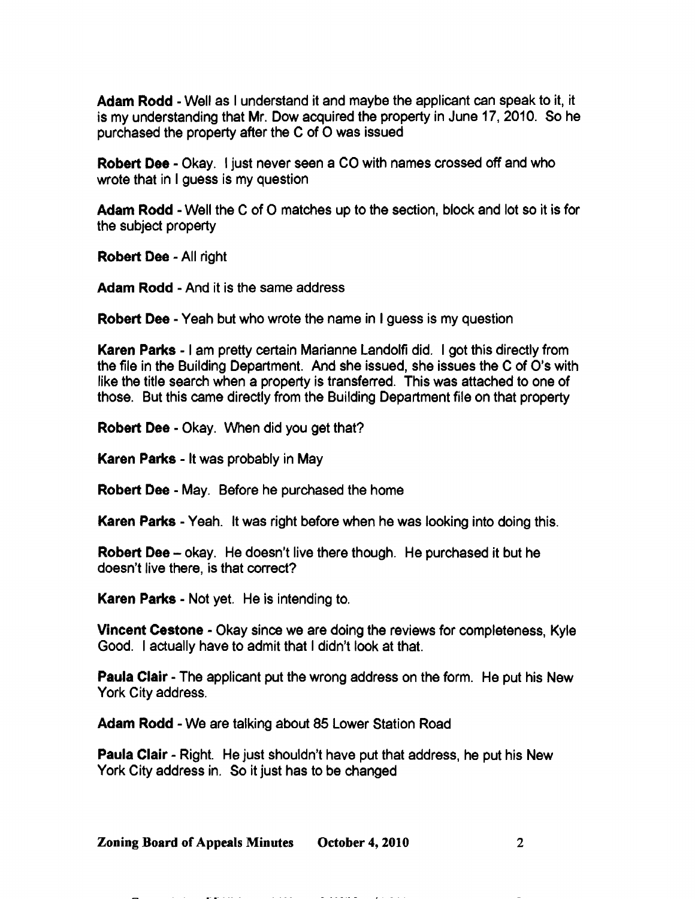**Adam Rodd** - Well as I understand it and maybe the applicant can speak to it, it is my understanding that Mr. Dow acquired the property in June 17, 2010. So he purchased the property after the C of O was issued

**Robert Dee** - Okay. I just never seen a CO with names crossed off and who wrote that in I guess is my question

**Adam Rodd** - Well the C of O matches up to the section, block and lot so it is for the subject property

**Robert Dee** - All right

**Adam Rodd** - And it is the same address

**Robert Dee** - Yeah but who wrote the name in I guess is my question

**Karen Parks** - I am pretty certain Marianne Landolfi did. I got this directly from the file in the Building Department. And she issued, she issues the C of O's with like the title search when a property is transferred. This was attached to one of those. But this came directly from the Building Department file on that property

**Robert Dee** - Okay. When did you get that?

**Karen Parks** - It was probably in May

**Robert Dee** - May. Before he purchased the home

**Karen Parks** - Yeah. It was right before when he was looking into doing this.

**Robert Dee** – okay. He doesn't live there though. He purchased it but he doesn't live there, is that correct?

**Karen Parks** - Not yet. He is intending to.

**Vincent Cestone** - Okay since we are doing the reviews for completeness, Kyle Good. I actually have to admit that I didn't look at that.

**Paula Clair** - The applicant put the wrong address on the form. He put his New York City address.

**Adam Rodd** - We are talking about 85 Lower Station Road

**Paula Clair** - Right. He just shouldn't have put that address, he put his New York City address in. So it just has to be changed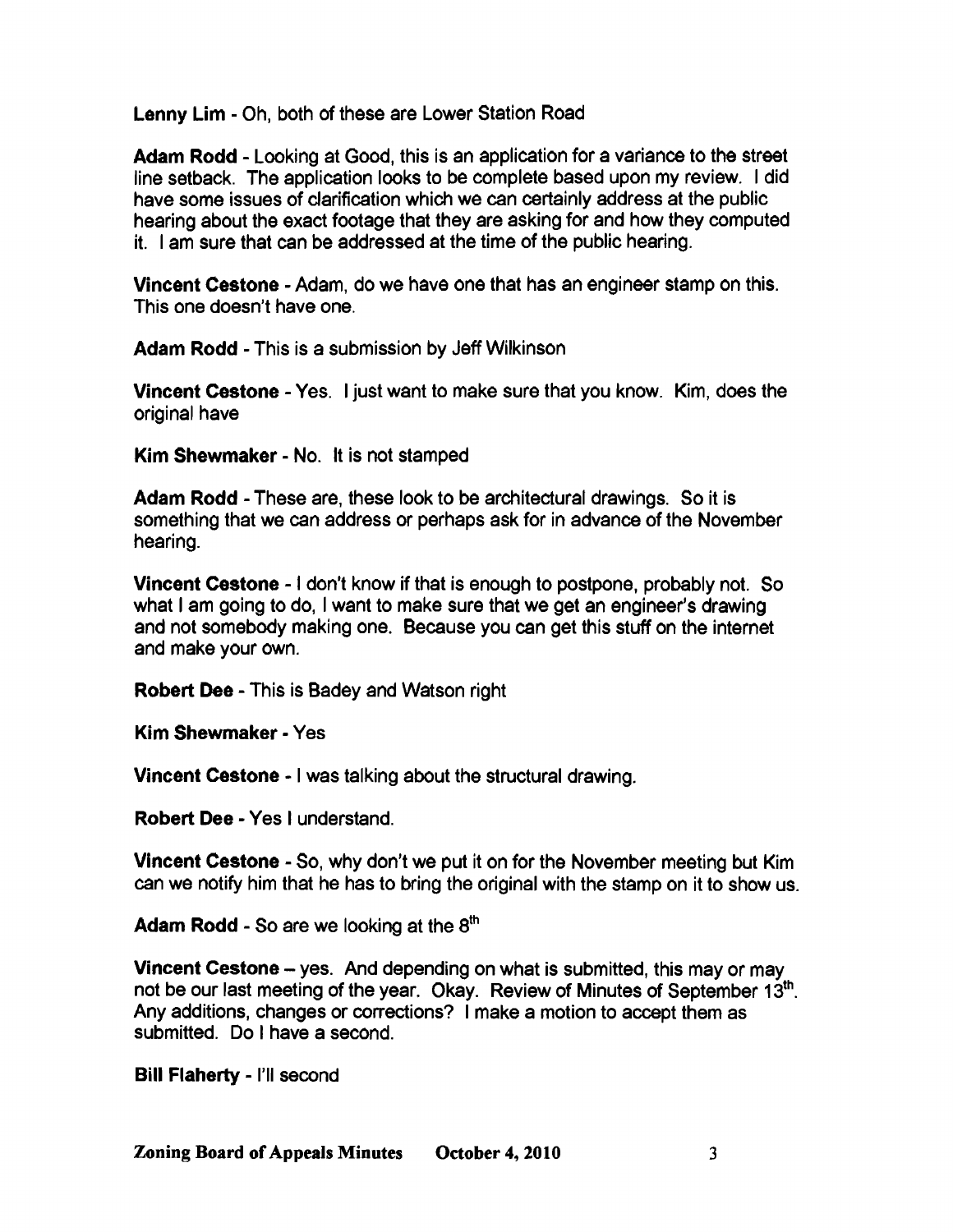**Lenny Lim** - Oh, both of these are Lower Station Road

**Adam Rodd** - Looking at Good, this is an application for a variance to the street line setback. The application looks to be complete based upon my review. I did have some issues of clarification which we can certainly address at the public hearing about the exact footage that they are asking for and how they computed it. I am sure that can be addressed at the time of the public hearing.

**Vincent Cestone** - Adam, do we have one that has an engineer stamp on this. This one doesn't have one.

**Adam Rodd** - This is a submission by Jeff Wilkinson

**Vincent Cestone** - Yes. I just want to make sure that you know. Kim, does the original have

**Kim Shewmaker** - No. It is not stamped

**Adam Rodd** - These are, these look to be architectural drawings. So it is something that we can address or perhaps ask for in advance of the November hearing.

**Vincent Cestone** - I don't know if that is enough to postpone, probably not. So what I am going to do, I want to make sure that we get an engineer's drawing and not somebody making one. Because you can get this stuff on the internet and make your own.

**Robert Dee** - This is Badey and Watson right

**Kim Shewmaker** - Yes

**Vincent Cestone** - I was talking about the structural drawing.

**Robert Dee** - Yes I understand.

**Vincent Cestone** - So, why don't we put it on for the November meeting but Kim can we notify him that he has to bring the original with the stamp on it to show us.

**Adam Rodd** - So are we looking at the 8th

**Vincent Cestone** – yes. And depending on what is submitted, this may or may not be our last meeting of the year. Okay. Review of Minutes of September 13th. Any additions, changes or corrections? I make a motion to accept them as submitted. Do I have a second.

**Bill Flaherty** - I'll second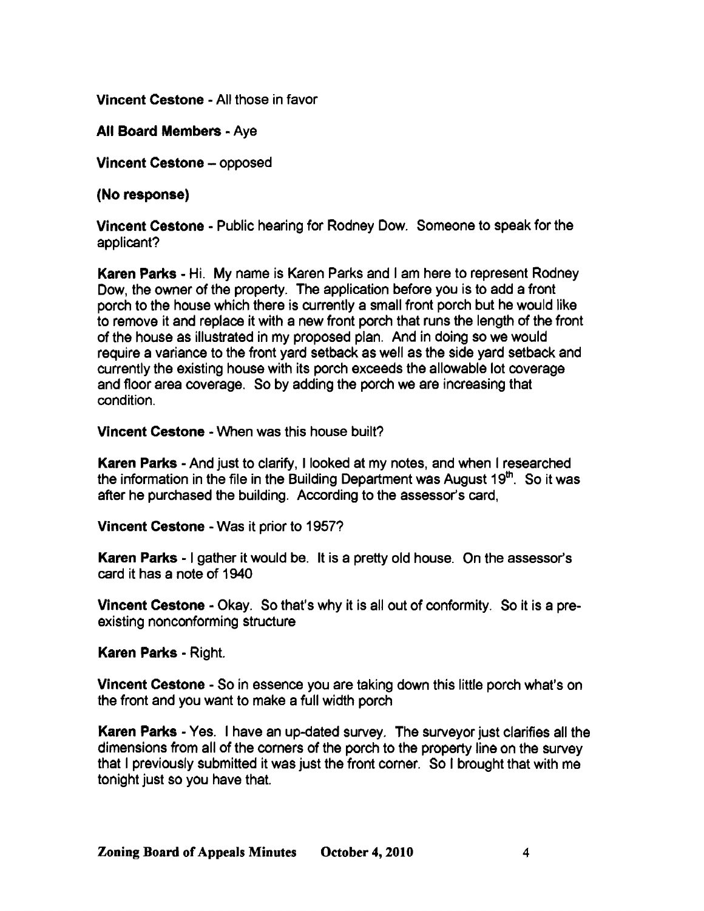**Vincent Cestone** - All those in favor

**All Board Members** - Aye

**Vincent Cestone** – opposed

**(No response)**

**Vincent Cestone** - Public hearing for Rodney Dow. Someone to speak for the applicant?

**Karen Parks** - Hi. My name is Karen Parks and I am here to represent Rodney Dow, the owner of the property. The application before you is to add a front porch to the house which there is currently a small front porch but he would like to remove it and replace it with a new front porch that runs the length of the front of the house as illustrated in my proposed plan. And in doing so we would require a variance to the front yard setback as well as the side yard setback and currently the existing house with its porch exceeds the allowable lot coverage and floor area coverage. So by adding the porch we are increasing that condition.

**Vincent Cestone** - When was this house built?

**Karen Parks** - And just to clarify, I looked at my notes, and when I researched the information in the file in the Building Department was August 19th. So it was after he purchased the building. According to the assessor's card,

**Vincent Cestone** - Was it prior to 1957?

**Karen Parks** - I gather it would be. It is a pretty old house. On the assessor's card it has a note of 1940

**Vincent Cestone** - Okay. So that's why it is all out of conformity. So it is a pre-existing nonconforming structure

**Karen Parks** - Right.

**Vincent Cestone** - So in essence you are taking down this little porch what's on the front and you want to make a full width porch

**Karen Parks** - Yes. I have an up-dated survey. The surveyor just clarifies all the dimensions from all of the corners of the porch to the property line on the survey that I previously submitted it was just the front corner. So I brought that with me tonight just so you have that.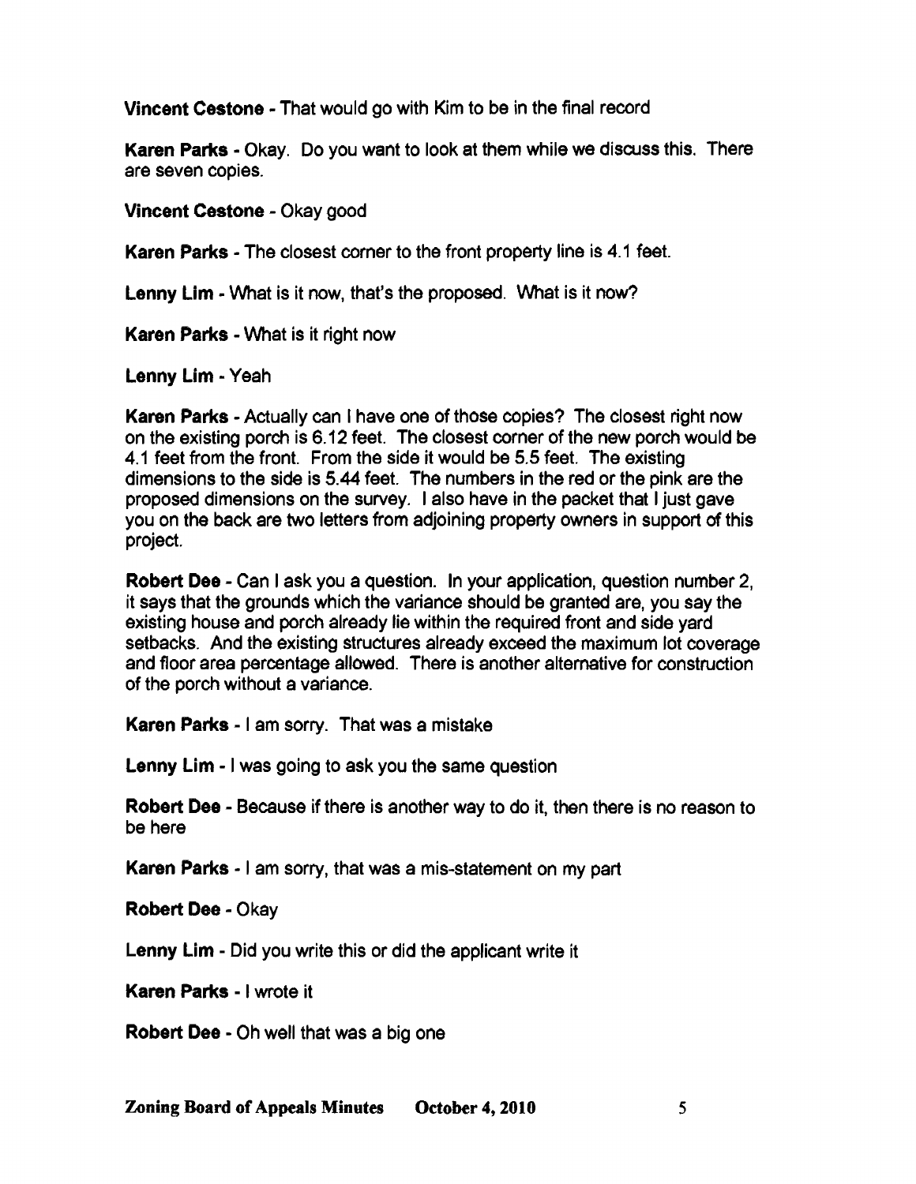**Vincent Cestone** - That would go with Kim to be in the final record

**Karen Parks** - Okay. Do you want to look at them while we discuss this. There are seven copies.

**Vincent Cestone** - Okay good

**Karen Parks** - The closest corner to the front property line is 4.1 feet.

**Lenny Lim** - What is it now, that's the proposed. What is it now?

**Karen Parks** - What is it right now

**Lenny Lim** - Yeah

**Karen Parks** - Actually can I have one of those copies? The closest right now on the existing porch is 6.12 feet. The closest corner of the new porch would be 4.1 feet from the front. From the side it would be 5.5 feet. The existing dimensions to the side is 5.44 feet. The numbers in the red or the pink are the proposed dimensions on the survey. I also have in the packet that I just gave you on the back are two letters from adjoining property owners in support of this project.

**Robert Dee** - Can I ask you a question. In your application, question number 2, it says that the grounds which the variance should be granted are, you say the existing house and porch already lie within the required front and side yard setbacks. And the existing structures already exceed the maximum lot coverage and floor area percentage allowed. There is another alternative for construction of the porch without a variance.

**Karen Parks** - I am sorry. That was a mistake

**Lenny Lim** - I was going to ask you the same question

**Robert Dee** - Because if there is another way to do it, then there is no reason to be here

**Karen Parks** - I am sorry, that was a mis-statement on my part

**Robert Dee** - Okay

**Lenny Lim** - Did you write this or did the applicant write it

**Karen Parks** - I wrote it

**Robert Dee** - Oh well that was a big one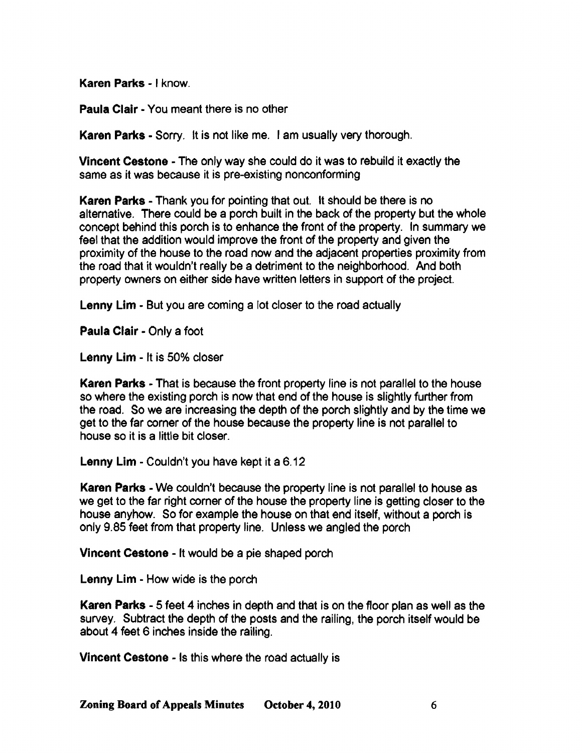**Karen Parks** - I know.

**Paula Clair** - You meant there is no other

**Karen Parks** - Sorry. It is not like me. I am usually very thorough.

**Vincent Cestone** - The only way she could do it was to rebuild it exactly the same as it was because it is pre-existing nonconforming

**Karen Parks** - Thank you for pointing that out. It should be there is no alternative. There could be a porch built in the back of the property but the whole concept behind this porch is to enhance the front of the property. In summary we feel that the addition would improve the front of the property and given the proximity of the house to the road now and the adjacent properties proximity from the road that it wouldn't really be a detriment to the neighborhood. And both property owners on either side have written letters in support of the project.

**Lenny Lim** - But you are coming a lot closer to the road actually

**Paula Clair** - Only a foot

**Lenny Lim** - It is 50% closer

**Karen Parks** - That is because the front property line is not parallel to the house so where the existing porch is now that end of the house is slightly further from the road. So we are increasing the depth of the porch slightly and by the time we get to the far corner of the house because the property line is not parallel to house so it is a little bit closer.

**Lenny Lim** - Couldn't you have kept it a 6.12

**Karen Parks** - We couldn't because the property line is not parallel to house as we get to the far right corner of the house the property line is getting closer to the house anyhow. So for example the house on that end itself, without a porch is only 9.85 feet from that property line. Unless we angled the porch

**Vincent Cestone** - It would be a pie shaped porch

**Lenny Lim** - How wide is the porch

**Karen Parks** - 5 feet 4 inches in depth and that is on the floor plan as well as the survey. Subtract the depth of the posts and the railing, the porch itself would be about 4 feet 6 inches inside the railing.

**Vincent Cestone** - Is this where the road actually is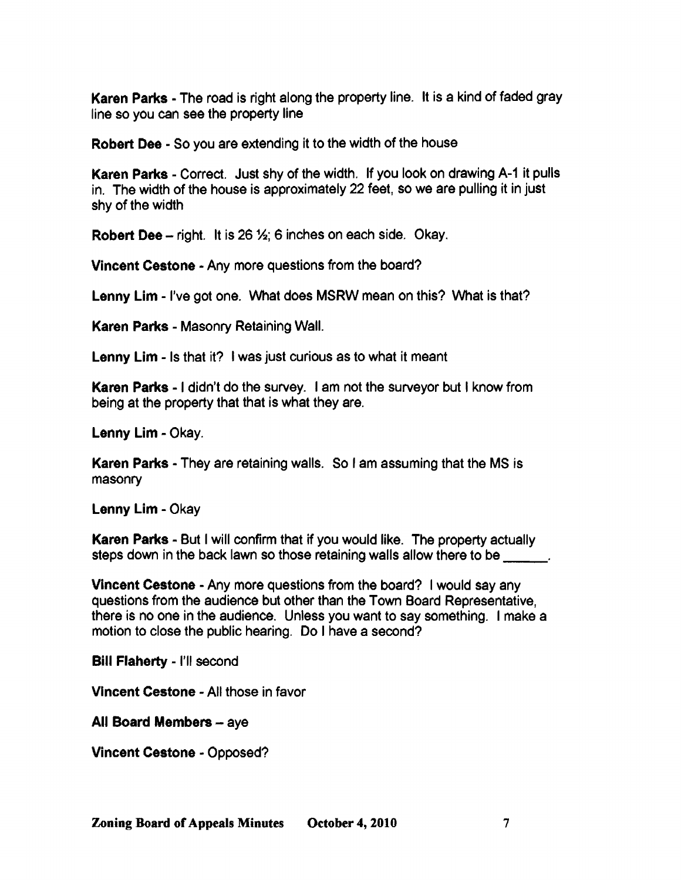**Karen Parks** - The road is right along the property line. It is a kind of faded gray line so you can see the property line

**Robert Dee** - So you are extending it to the width of the house

**Karen Parks** - Correct. Just shy of the width. If you look on drawing A-1 it pulls in. The width of the house is approximately 22 feet, so we are pulling it in just shy of the width

**Robert Dee** – right. It is 26 ½; 6 inches on each side. Okay.

**Vincent Cestone** - Any more questions from the board?

**Lenny Lim** - I've got one. What does MSRW mean on this? What is that?

**Karen Parks** - Masonry Retaining Wall.

**Lenny Lim** - Is that it? I was just curious as to what it meant

**Karen Parks** - I didn't do the survey. I am not the surveyor but I know from being at the property that that is what they are.

**Lenny Lim** - Okay.

**Karen Parks** - They are retaining walls. So I am assuming that the MS is masonry

**Lenny Lim** - Okay

**Karen Parks** - But I will confirm that if you would like. The property actually steps down in the back lawn so those retaining walls allow there to be ______.

**Vincent Cestone** - Any more questions from the board? I would say any questions from the audience but other than the Town Board Representative, there is no one in the audience. Unless you want to say something. I make a motion to close the public hearing. Do I have a second?

**Bill Flaherty** - I'll second

**Vincent Cestone** - All those in favor

**All Board Members** – aye

**Vincent Cestone** - Opposed?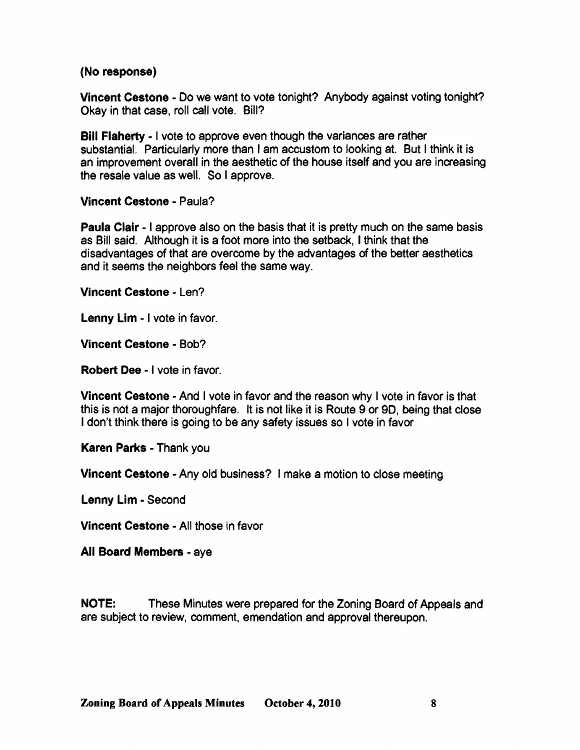**(No response)**

**Vincent Cestone** - Do we want to vote tonight? Anybody against voting tonight? Okay in that case, roll call vote. Bill?

**Bill Flaherty** - I vote to approve even though the variances are rather substantial. Particularly more than I am accustom to looking at. But I think it is an improvement overall in the aesthetic of the house itself and you are increasing the resale value as well. So I approve.

**Vincent Cestone** - Paula?

**Paula Clair** - I approve also on the basis that it is pretty much on the same basis as Bill said. Although it is a foot more into the setback, I think that the disadvantages of that are overcome by the advantages of the better aesthetics and it seems the neighbors feel the same way.

**Vincent Cestone** - Len?

**Lenny Lim** - I vote in favor.

**Vincent Cestone** - Bob?

**Robert Dee** - I vote in favor.

**Vincent Cestone** - And I vote in favor and the reason why I vote in favor is that this is not a major thoroughfare. It is not like it is Route 9 or 9D, being that close I don't think there is going to be any safety issues so I vote in favor

**Karen Parks** - Thank you

**Vincent Cestone** - Any old business? I make a motion to close meeting

**Lenny Lim** - Second

**Vincent Cestone** - All those in favor

**All Board Members** - aye

**NOTE:** These Minutes were prepared for the Zoning Board of Appeals and are subject to review, comment, emendation and approval thereupon.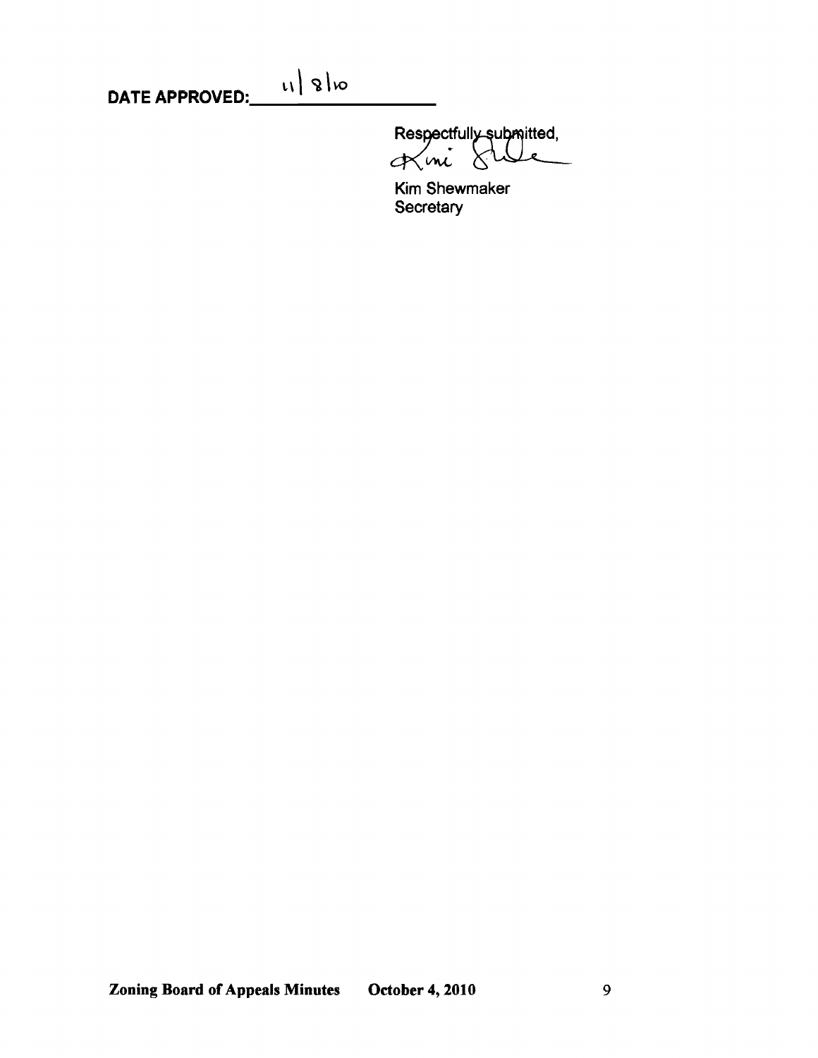**DATE APPROVED:** 11/8/10

Respectfully submitted,

Kim Shewmaker
Secretary